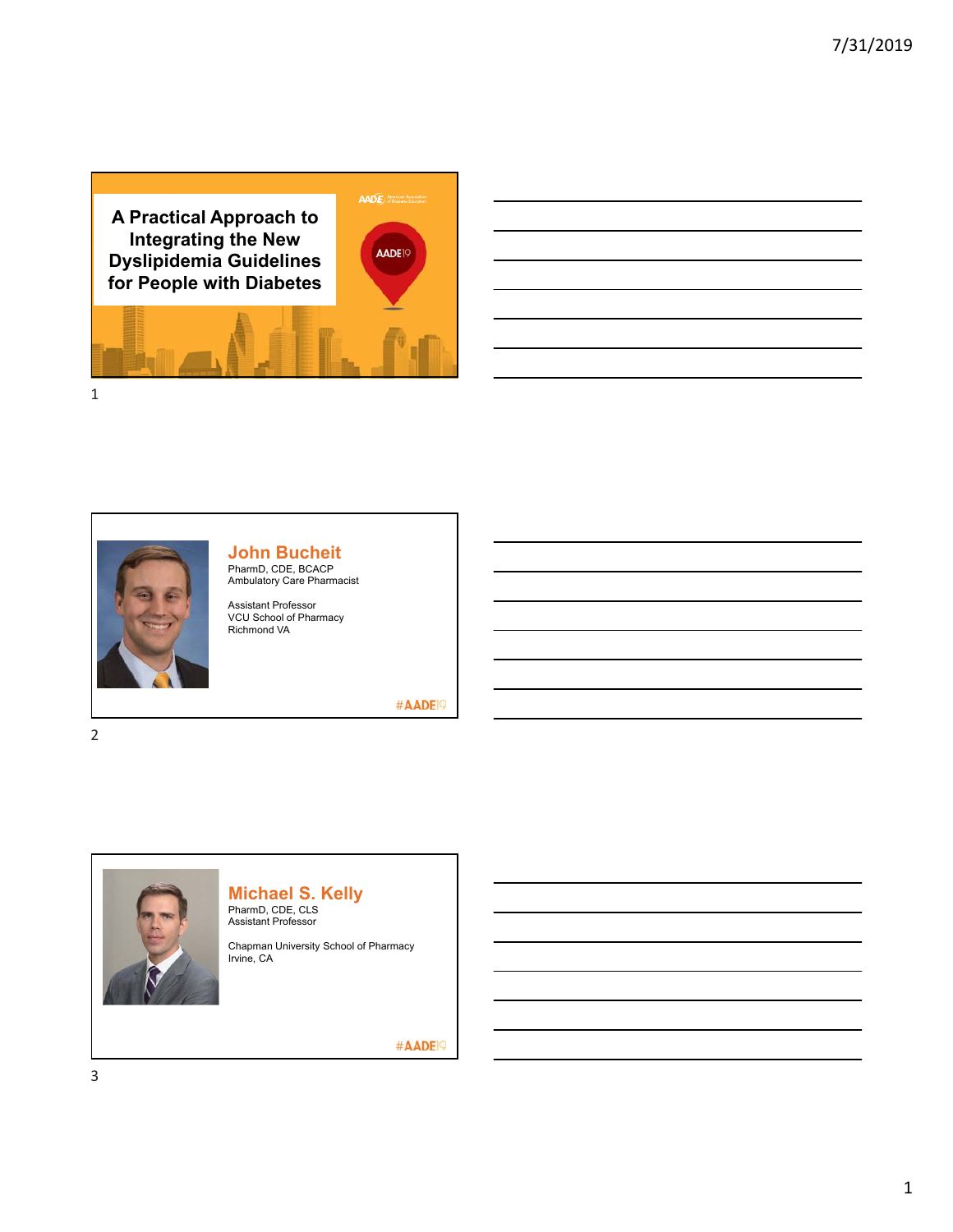# A Practical Approach to Integrating the New Dyslipidemia Guidelines for People with Diabetes

## John Bucheit

PharmD, CDE, BCACP
Ambulatory Care Pharmacist

Assistant Professor
VCU School of Pharmacy
Richmond VA

#AADE19

## Michael S. Kelly

PharmD, CDE, CLS
Assistant Professor

Chapman University School of Pharmacy
Irvine, CA

#AADE19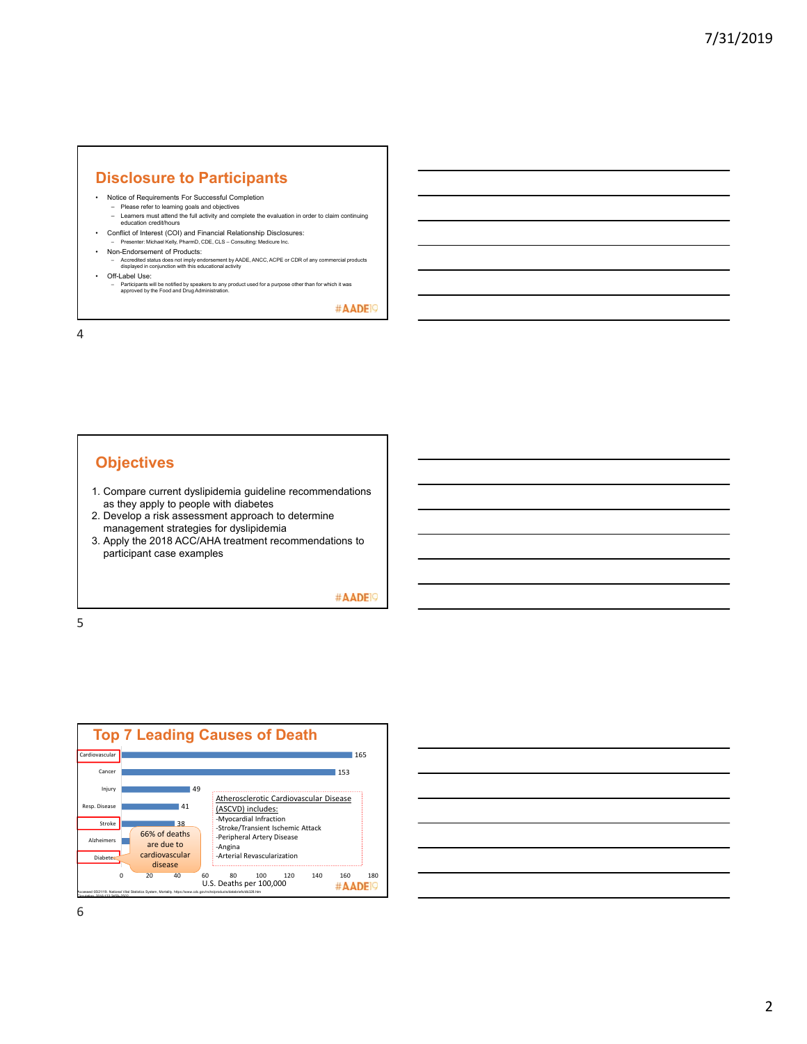## Disclosure to Participants

- Notice of Requirements For Successful Completion
  - Please refer to learning goals and objectives
  - Learners must attend the full activity and complete the evaluation in order to claim continuing education credit/hours
- Conflict of Interest (COI) and Financial Relationship Disclosures:
  - Presenter: Michael Kelly, PharmD, CDE, CLS – Consulting: Medicure Inc.
- Non-Endorsement of Products:
  - Accredited status does not imply endorsement by AADE, ANCC, ACPE or CDR of any commercial products displayed in conjunction with this educational activity
- Off-Label Use:
  - Participants will be notified by speakers to any product used for a purpose other than for which it was approved by the Food and Drug Administration.

#AADE19

## Objectives

1. Compare current dyslipidemia guideline recommendations as they apply to people with diabetes
2. Develop a risk assessment approach to determine management strategies for dyslipidemia
3. Apply the 2018 ACC/AHA treatment recommendations to participant case examples

#AADE19

## Top 7 Leading Causes of Death

| Cause | U.S. Deaths per 100,000 |
|---|---|
| Cardiovascular | 165 |
| Cancer | 153 |
| Injury | 49 |
| Resp. Disease | 41 |
| Stroke | 38 |
| Alzheimers | |
| Diabetes | |

66% of deaths are due to cardiovascular disease

Atherosclerotic Cardiovascular Disease (ASCVD) includes:
- Myocardial Infraction
- Stroke/Transient Ischemic Attack
- Peripheral Artery Disease
- Angina
- Arterial Revascularization

Accessed 05/21/19. National Vital Statistics System, Mortality. https://www.cdc.gov/nchs/products/databriefs/db328.htm

#AADE19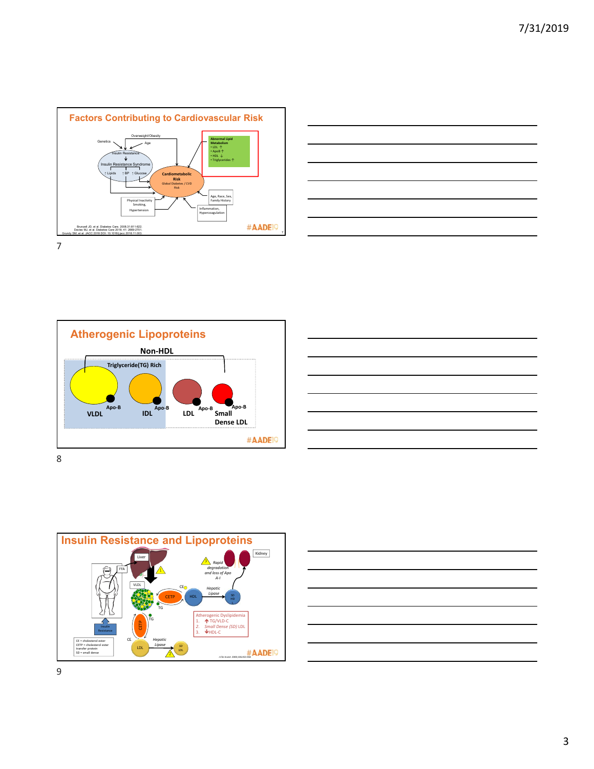## Factors Contributing to Cardiovascular Risk

Overweight/Obesity

Genetics

Age

Insulin Resistance

Insulin Resistance Syndrome

↑ Lipids ↑ BP ↑ Glucose

**Abnormal Lipid Metabolism**
- LDL ↑
- ApoB ↑
- HDL ↓
- Triglycerides ↑

**Cardiometabolic Risk**
Global Diabetes / CVD Risk

Physical Inactivity, Smoking, Hypertension

Age, Race, Sex, Family History

Inflammation, Hypercoagulation

Brunzell JD, et al. Diabetes Care. 2008;31:811-822.
Davies MJ, et al. Diabetes Care 2018; 41: 2669-2701.
Grundy SM, et al. JACC 2018 DOI: 10.1016/j.jacc.2018.11.003.

#AADE19

## Atherogenic Lipoproteins

**Non-HDL**

**Triglyceride(TG) Rich**

| VLDL | IDL | LDL | Small Dense LDL |
|---|---|---|---|
| Apo-B | Apo-B | Apo-B | Apo-B |

#AADE19

## Insulin Resistance and Lipoproteins

Liver

FFA

VLDL

CE

CETP

HDL

TG

Hepatic Lipase

SD HDL

Kidney

Rapid degradation and loss of Apo A-I

Insulin Resistance

CE

Hepatic Lipase

LDL

SD LDL

Atherogenic Dyslipidemia
1. ↑TG/VLD-C
2. *Small Dense (SD)* LDL
3. ↓HDL-C

CE = cholesterol ester
CETP = cholesterol ester transfer protein
SD = small dense

J Clin Invest. 2000;106:453-458

#AADE19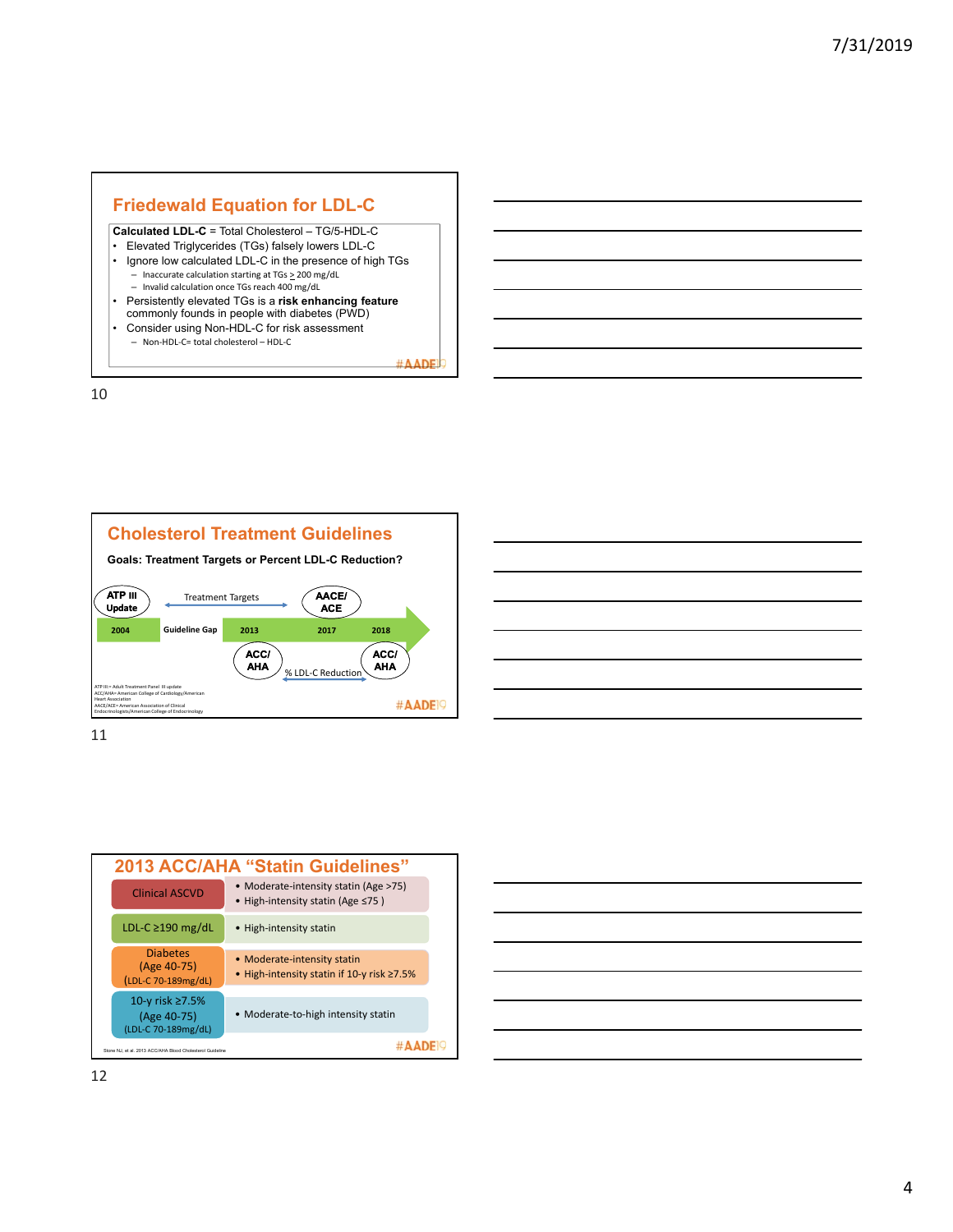## Friedewald Equation for LDL-C

**Calculated LDL-C** = Total Cholesterol – TG/5-HDL-C

- Elevated Triglycerides (TGs) falsely lowers LDL-C
- Ignore low calculated LDL-C in the presence of high TGs
  - Inaccurate calculation starting at TGs $\geq$ 200 mg/dL
  - Invalid calculation once TGs reach 400 mg/dL
- Persistently elevated TGs is a **risk enhancing feature** commonly founds in people with diabetes (PWD)
- Consider using Non-HDL-C for risk assessment
  - Non-HDL-C= total cholesterol – HDL-C

#AADE19

## Cholesterol Treatment Guidelines

**Goals: Treatment Targets or Percent LDL-C Reduction?**

- 2004 — ATP III Update (Treatment Targets)
- Guideline Gap
- 2013 — ACC/AHA (% LDL-C Reduction)
- 2017 — AACE/ACE (Treatment Targets)
- 2018 — ACC/AHA (% LDL-C Reduction)

ATP III= Adult Treatment Panel III update
ACC/AHA= American College of Cardiology/American Heart Association
AACE/ACE= American Association of Clinical Endocrinologists/American College of Endocrinology

#AADE19

## 2013 ACC/AHA "Statin Guidelines"

| Group | Recommendation |
|---|---|
| Clinical ASCVD | • Moderate-intensity statin (Age >75)<br>• High-intensity statin (Age ≤75 ) |
| LDL-C ≥190 mg/dL | • High-intensity statin |
| Diabetes (Age 40-75) (LDL-C 70-189mg/dL) | • Moderate-intensity statin<br>• High-intensity statin if 10-y risk ≥7.5% |
| 10-y risk ≥7.5% (Age 40-75) (LDL-C 70-189mg/dL) | • Moderate-to-high intensity statin |

Stone NJ, et al. 2013 ACC/AHA Blood Cholesterol Guideline

#AADE19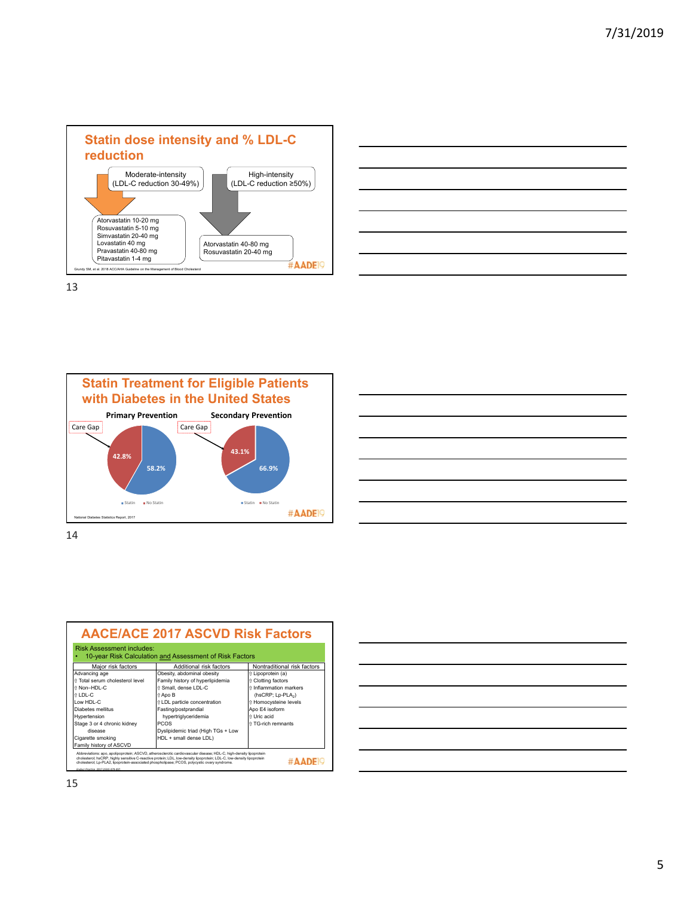## Statin dose intensity and % LDL-C reduction

**Moderate-intensity** (LDL-C reduction 30-49%)

- Atorvastatin 10-20 mg
- Rosuvastatin 5-10 mg
- Simvastatin 20-40 mg
- Lovastatin 40 mg
- Pravastatin 40-80 mg
- Pitavastatin 1-4 mg

**High-intensity** (LDL-C reduction ≥50%)

- Atorvastatin 40-80 mg
- Rosuvastatin 20-40 mg

Grundy SM, et al. 2018 ACC/AHA Guideline on the Management of Blood Cholesterol

#AADE19

## Statin Treatment for Eligible Patients with Diabetes in the United States

**Primary Prevention**

- Statin: 58.2%
- No Statin: 42.8% (Care Gap)

**Secondary Prevention**

- Statin: 66.9%
- No Statin: 43.1% (Care Gap)

National Diabetes Statistics Report, 2017

#AADE19

## AACE/ACE 2017 ASCVD Risk Factors

Risk Assessment includes:

- 10-year Risk Calculation and Assessment of Risk Factors

| Major risk factors | Additional risk factors | Nontraditional risk factors |
|---|---|---|
| Advancing age | Obesity, abdominal obesity | ⇧ Lipoprotein (a) |
| ⇧ Total serum cholesterol level | Family history of hyperlipidemia | ⇧ Clotting factors |
| ⇧ Non–HDL-C | ⇧ Small, dense LDL-C | ⇧ Inflammation markers (hsCRP; Lp-$PLA_2$) |
| ⇧ LDL-C | ⇧ Apo B | ⇧ Homocysteine levels |
| Low HDL-C | ⇧ LDL particle concentration | Apo E4 isoform |
| Diabetes mellitus | Fasting/postprandial hypertriglyceridemia | ⇧ Uric acid |
| Hypertension | PCOS | ⇧ TG-rich remnants |
| Stage 3 or 4 chronic kidney disease | Dyslipidemic triad (High TGs + Low HDL + small dense LDL) | |
| Cigarette smoking | | |
| Family history of ASCVD | | |

Abbreviations: apo, apolipoprotein; ASCVD, atherosclerotic cardiovascular disease; HDL-C, high-density lipoprotein cholesterol; hsCRP, highly sensitive C-reactive protein; LDL, low-density lipoprotein; LDL-C, low-density lipoprotein cholesterol; Lp-PLA2, lipoprotein-associated phospholipase; PCOS, polycystic ovary syndrome.

Endocr Pract. 2017;23(4):479-497

#AADE19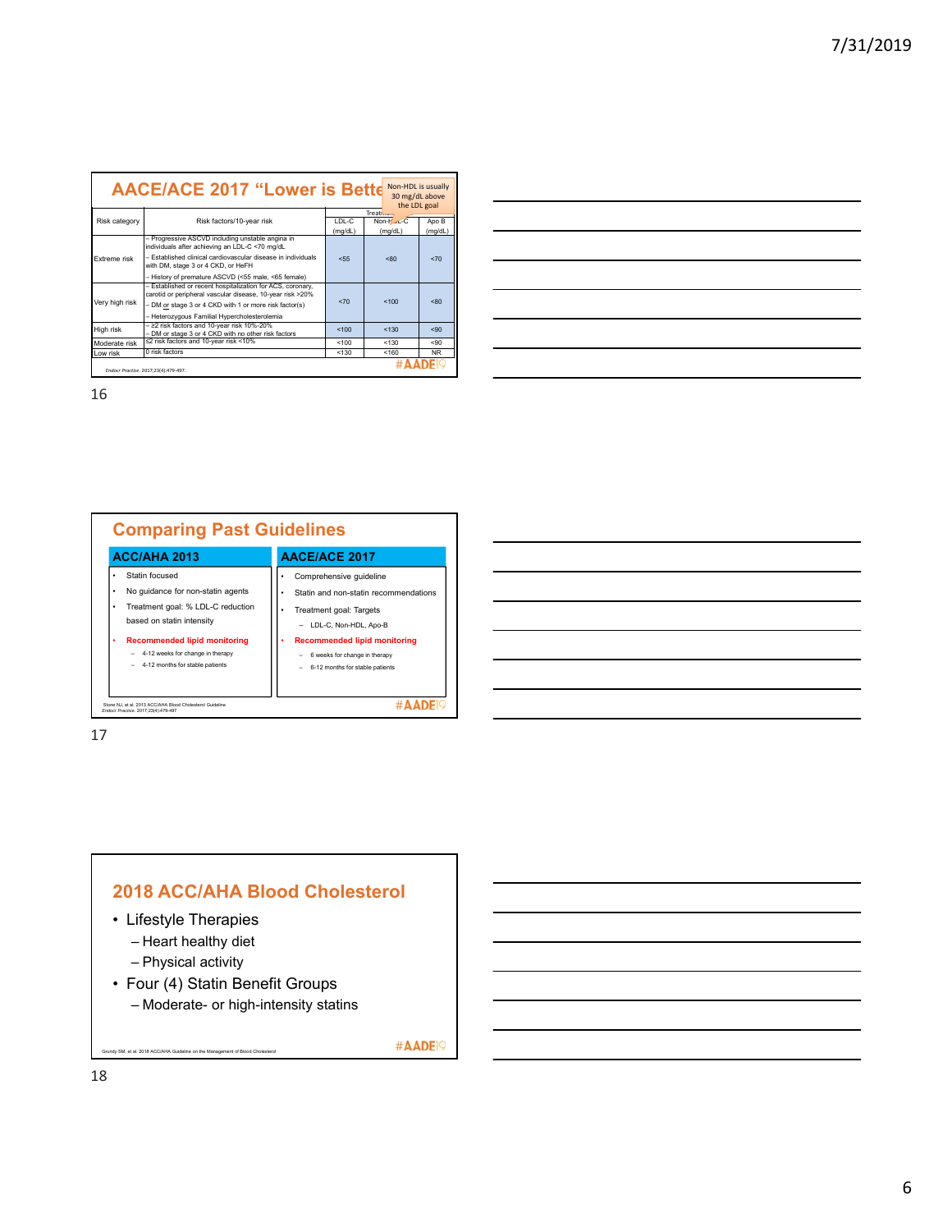## AACE/ACE 2017 "Lower is Better"

Non-HDL is usually 30 mg/dL above the LDL goal

| Risk category | Risk factors/10-year risk | Treatment goals | | |
|---|---|---|---|---|
| | | LDL-C (mg/dL) | Non-HDL-C (mg/dL) | Apo B (mg/dL) |
| Extreme risk | – Progressive ASCVD including unstable angina in individuals after achieving an LDL-C <70 mg/dL<br>– Established clinical cardiovascular disease in individuals with DM, stage 3 or 4 CKD, or HeFH<br>– History of premature ASCVD (<55 male, <65 female) | <55 | <80 | <70 |
| Very high risk | – Established or recent hospitalization for ACS, coronary, carotid or peripheral vascular disease, 10-year risk >20%<br>– DM or stage 3 or 4 CKD with 1 or more risk factor(s)<br>– Heterozygous Familial Hypercholesterolemia | <70 | <100 | <80 |
| High risk | – ≥2 risk factors and 10-year risk 10%-20%<br>– DM or stage 3 or 4 CKD with no other risk factors | <100 | <130 | <90 |
| Moderate risk | ≤2 risk factors and 10-year risk <10% | <100 | <130 | <90 |
| Low risk | 0 risk factors | <130 | <160 | NR |

*Endocr Practice.* 2017;23(4):479-497.

#AADE19

## Comparing Past Guidelines

**ACC/AHA 2013**

- Statin focused
- No guidance for non-statin agents
- Treatment goal: % LDL-C reduction based on statin intensity
- **Recommended lipid monitoring**
  - 4-12 weeks for change in therapy
  - 4-12 months for stable patients

**AACE/ACE 2017**

- Comprehensive guideline
- Statin and non-statin recommendations
- Treatment goal: Targets
  - LDL-C, Non-HDL, Apo-B
- **Recommended lipid monitoring**
  - 6 weeks for change in therapy
  - 6-12 months for stable patients

Stone NJ, et al. 2013 ACC/AHA Blood Cholesterol Guideline
*Endocr Practice.* 2017;23(4):479-497

#AADE19

## 2018 ACC/AHA Blood Cholesterol

- Lifestyle Therapies
  - Heart healthy diet
  - Physical activity
- Four (4) Statin Benefit Groups
  - Moderate- or high-intensity statins

Grundy SM, et al. 2018 ACC/AHA Guideline on the Management of Blood Cholesterol

#AADE19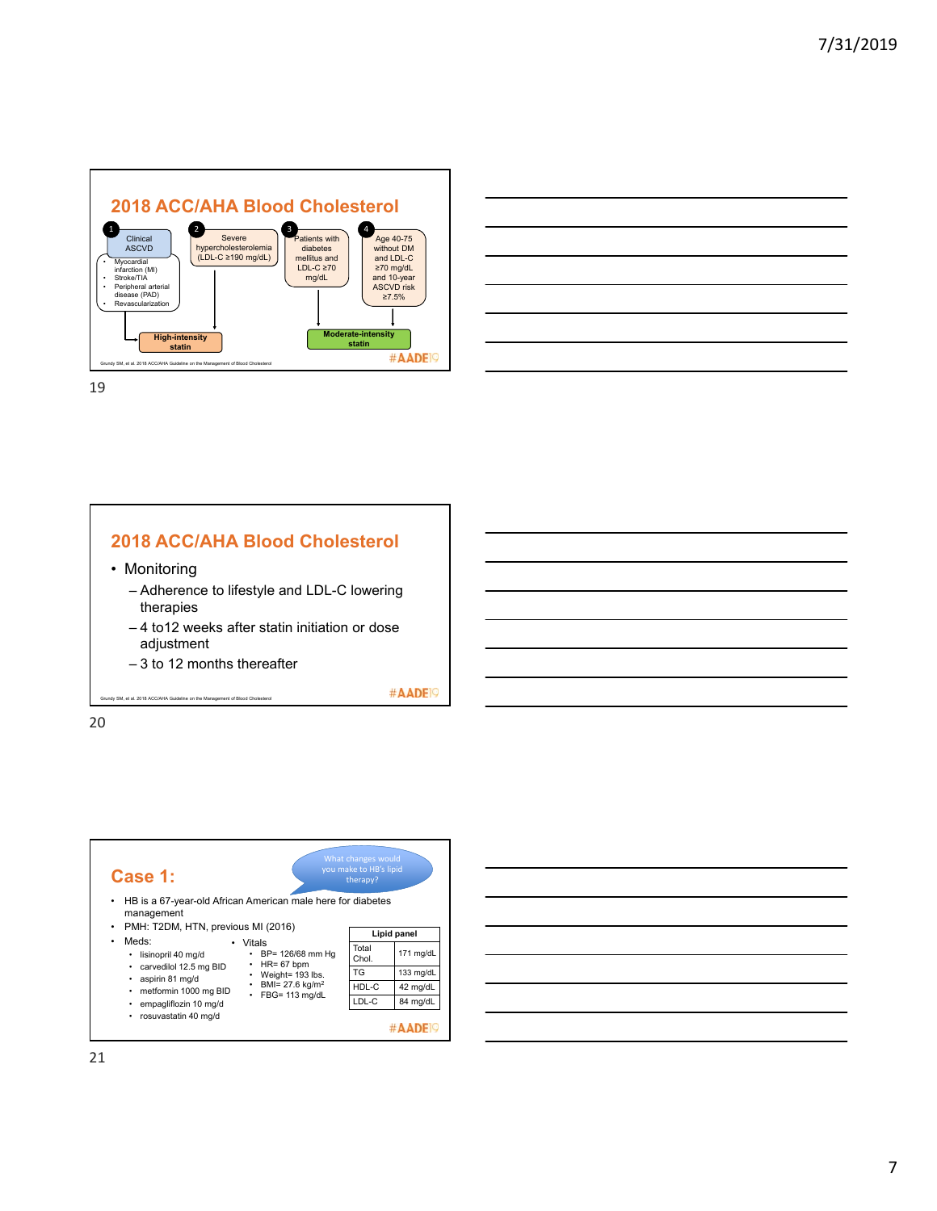## 2018 ACC/AHA Blood Cholesterol

1. Clinical ASCVD
   - Myocardial infarction (MI)
   - Stroke/TIA
   - Peripheral arterial disease (PAD)
   - Revascularization
2. Severe hypercholesterolemia (LDL-C ≥190 mg/dL)
3. Patients with diabetes mellitus and LDL-C ≥70 mg/dL
4. Age 40-75 without DM and LDL-C ≥70 mg/dL and 10-year ASCVD risk ≥7.5%

1, 2 → **High-intensity statin**

3, 4 → **Moderate-intensity statin**

Grundy SM, et al. 2018 ACC/AHA Guideline on the Management of Blood Cholesterol

#AADE19

## 2018 ACC/AHA Blood Cholesterol

- Monitoring
  - Adherence to lifestyle and LDL-C lowering therapies
  - 4 to12 weeks after statin initiation or dose adjustment
  - 3 to 12 months thereafter

Grundy SM, et al. 2018 ACC/AHA Guideline on the Management of Blood Cholesterol

#AADE19

## Case 1:

What changes would you make to HB's lipid therapy?

- HB is a 67-year-old African American male here for diabetes management
- PMH: T2DM, HTN, previous MI (2016)
- Meds:
  - lisinopril 40 mg/d
  - carvedilol 12.5 mg BID
  - aspirin 81 mg/d
  - metformin 1000 mg BID
  - empagliflozin 10 mg/d
  - rosuvastatin 40 mg/d
- Vitals
  - BP= 126/68 mm Hg
  - HR= 67 bpm
  - Weight= 193 lbs.
  - BMI= 27.6 kg/m$^2$
  - FBG= 113 mg/dL

| Lipid panel | |
|---|---|
| Total Chol. | 171 mg/dL |
| TG | 133 mg/dL |
| HDL-C | 42 mg/dL |
| LDL-C | 84 mg/dL |

#AADE19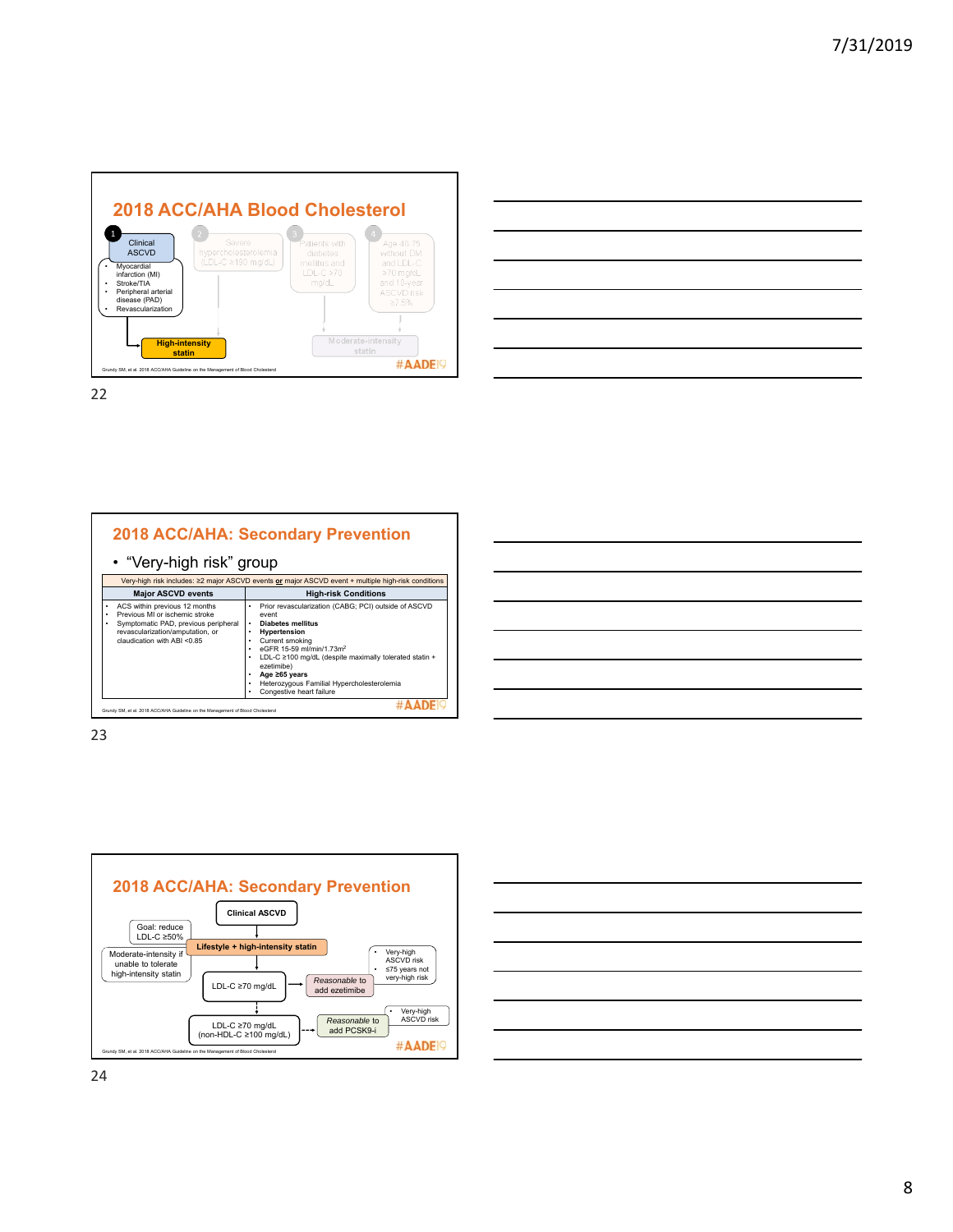## 2018 ACC/AHA Blood Cholesterol

1. Clinical ASCVD
   - Myocardial infarction (MI)
   - Stroke/TIA
   - Peripheral arterial disease (PAD)
   - Revascularization

   → High-intensity statin

2. Severe hypercholesterolemia (LDL-C ≥190 mg/dL)
3. Patients with diabetes mellitus and LDL-C ≥70 mg/dL
4. Age 40-75 without DM and LDL-C ≥70 mg/dL and 10-year ASCVD risk ≥7.5%

→ Moderate-intensity statin

Grundy SM, et al. 2018 ACC/AHA Guideline on the Management of Blood Cholesterol

#AADE19

## 2018 ACC/AHA: Secondary Prevention

- "Very-high risk" group

| Very-high risk includes: ≥2 major ASCVD events **or** major ASCVD event + multiple high-risk conditions | |
|---|---|
| **Major ASCVD events** | **High-risk Conditions** |
| • ACS within previous 12 months<br>• Previous MI or ischemic stroke<br>• Symptomatic PAD, previous peripheral revascularization/amputation, or claudication with ABI <0.85 | • Prior revascularization (CABG; PCI) outside of ASCVD event<br>• **Diabetes mellitus**<br>• **Hypertension**<br>• Current smoking<br>• eGFR 15-59 ml/min/1.73m$^2$<br>• LDL-C ≥100 mg/dL (despite maximally tolerated statin + ezetimibe)<br>• **Age ≥65 years**<br>• Heterozygous Familial Hypercholesterolemia<br>• Congestive heart failure |

Grundy SM, et al. 2018 ACC/AHA Guideline on the Management of Blood Cholesterol

#AADE19

## 2018 ACC/AHA: Secondary Prevention

Clinical ASCVD → Lifestyle + high-intensity statin

- Goal: reduce LDL-C ≥50%
- Moderate-intensity if unable to tolerate high-intensity statin

LDL-C ≥70 mg/dL → *Reasonable* to add ezetimibe
- Very-high ASCVD risk
- ≤75 years not very-high risk

LDL-C ≥70 mg/dL (non-HDL-C ≥100 mg/dL) → *Reasonable* to add PCSK9-i
- Very-high ASCVD risk

Grundy SM, et al. 2018 ACC/AHA Guideline on the Management of Blood Cholesterol

#AADE19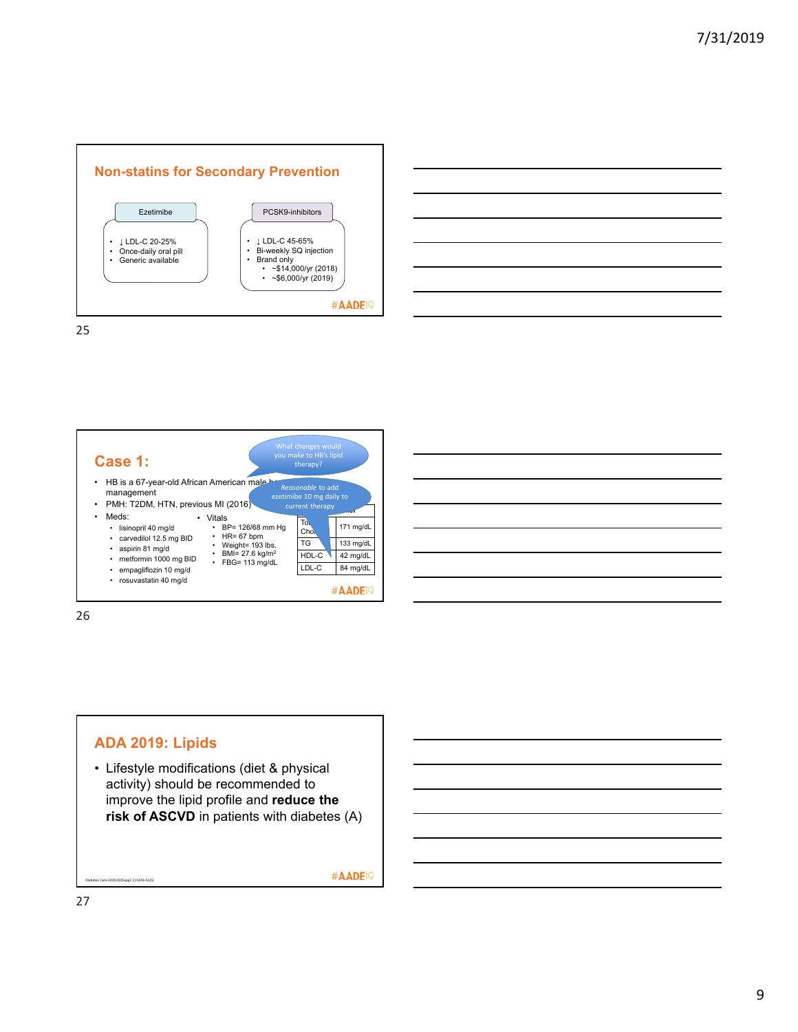## Non-statins for Secondary Prevention

**Ezetimibe**

- ↓ LDL-C 20-25%
- Once-daily oral pill
- Generic available

**PCSK9-inhibitors**

- ↓ LDL-C 45-65%
- Bi-weekly SQ injection
- Brand only
  - ~$14,000/yr (2018)
  - ~$6,000/yr (2019)

#AADE19

## Case 1:

What changes would you make to HB's lipid therapy?

*Reasonable* to add ezetimibe 10 mg daily to current therapy

- HB is a 67-year-old African American male h... management
- PMH: T2DM, HTN, previous MI (2016)
- Meds:
  - lisinopril 40 mg/d
  - carvedilol 12.5 mg BID
  - aspirin 81 mg/d
  - metformin 1000 mg BID
  - empagliflozin 10 mg/d
  - rosuvastatin 40 mg/d
- Vitals
  - BP= 126/68 mm Hg
  - HR= 67 bpm
  - Weight= 193 lbs.
  - BMI= 27.6 kg/m²
  - FBG= 113 mg/dL

| | |
|---|---|
| To... Chol | 171 mg/dL |
| TG | 133 mg/dL |
| HDL-C | 42 mg/dL |
| LDL-C | 84 mg/dL |

#AADE19

## ADA 2019: Lipids

- Lifestyle modifications (diet & physical activity) should be recommended to improve the lipid profile and **reduce the risk of ASCVD** in patients with diabetes (A)

Diabetes Care 2019;42(Suppl 1):S103–S123

#AADE19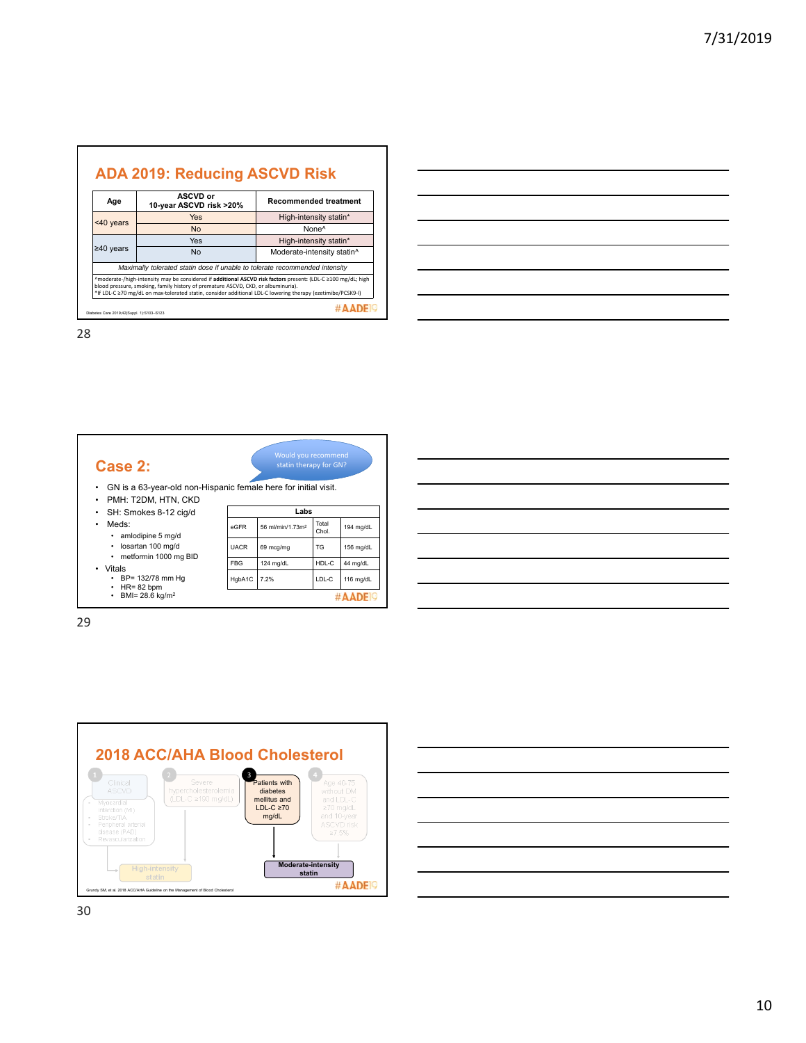## ADA 2019: Reducing ASCVD Risk

| Age | ASCVD or 10-year ASCVD risk >20% | Recommended treatment |
|---|---|---|
| <40 years | Yes | High-intensity statin* |
| | No | None^ |
| ≥40 years | Yes | High-intensity statin* |
| | No | Moderate-intensity statin^ |
| *Maximally tolerated statin dose if unable to tolerate recommended intensity* | | |

^moderate-/high-intensity may be considered if **additional ASCVD risk factors** present: (LDL-C ≥100 mg/dL; high blood pressure, smoking, family history of premature ASCVD, CKD, or albuminuria).
*If LDL-C ≥70 mg/dL on max-tolerated statin, consider additional LDL-C lowering therapy (ezetimibe/PCSK9-I)

Diabetes Care 2019;42(Suppl. 1):S103–S123

#AADE19

## Case 2:

Would you recommend statin therapy for GN?

- GN is a 63-year-old non-Hispanic female here for initial visit.
- PMH: T2DM, HTN, CKD
- SH: Smokes 8-12 cig/d
- Meds:
  - amlodipine 5 mg/d
  - losartan 100 mg/d
  - metformin 1000 mg BID
- Vitals
  - BP= 132/78 mm Hg
  - HR= 82 bpm
  - BMI= 28.6 kg/m$^2$

| Labs | | | |
|---|---|---|---|
| eGFR | 56 ml/min/1.73m$^2$ | Total Chol. | 194 mg/dL |
| UACR | 69 mcg/mg | TG | 156 mg/dL |
| FBG | 124 mg/dL | HDL-C | 44 mg/dL |
| HgbA1C | 7.2% | LDL-C | 116 mg/dL |

#AADE19

## 2018 ACC/AHA Blood Cholesterol

1. Clinical ASCVD
   - Myocardial infarction (MI)
   - Stroke/TIA
   - Peripheral arterial disease (PAD)
   - Revascularization

2. Severe hypercholesterolemia (LDL-C ≥190 mg/dL)

→ High-intensity statin

3. Patients with diabetes mellitus and LDL-C ≥70 mg/dL

4. Age 40-75 without DM and LDL-C ≥70 mg/dL and 10-year ASCVD risk ≥7.5%

→ Moderate-intensity statin

Grundy SM, et al. 2018 ACC/AHA Guideline on the Management of Blood Cholesterol

#AADE19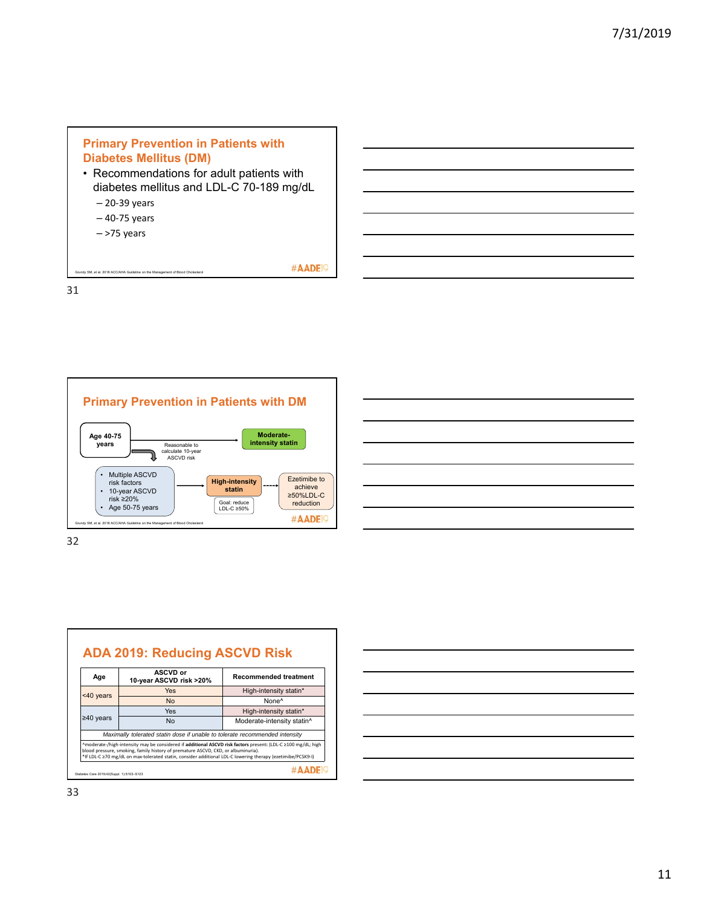## Primary Prevention in Patients with Diabetes Mellitus (DM)

- Recommendations for adult patients with diabetes mellitus and LDL-C 70-189 mg/dL
  - 20-39 years
  - 40-75 years
  - >75 years

Grundy SM, et al. 2018 ACC/AHA Guideline on the Management of Blood Cholesterol

#AADE19

## Primary Prevention in Patients with DM

**Age 40-75 years** → Reasonable to calculate 10-year ASCVD risk → **Moderate-intensity statin**

- Multiple ASCVD risk factors
- 10-year ASCVD risk ≥20%
- Age 50-75 years

→ **High-intensity statin** (Goal: reduce LDL-C ≥50%) ⇢ Ezetimibe to achieve ≥50%LDL-C reduction

Grundy SM, et al. 2018 ACC/AHA Guideline on the Management of Blood Cholesterol

#AADE19

## ADA 2019: Reducing ASCVD Risk

| Age | ASCVD or 10-year ASCVD risk >20% | Recommended treatment |
|---|---|---|
| <40 years | Yes | High-intensity statin* |
| | No | None^ |
| ≥40 years | Yes | High-intensity statin* |
| | No | Moderate-intensity statin^ |
| *Maximally tolerated statin dose if unable to tolerate recommended intensity* | | |

^moderate-/high-intensity may be considered if **additional ASCVD risk factors** present: (LDL-C ≥100 mg/dL; high blood pressure, smoking, family history of premature ASCVD, CKD, or albuminuria).
*If LDL-C ≥70 mg/dL on max-tolerated statin, consider additional LDL-C lowering therapy (ezetimibe/PCSK9-I)

Diabetes Care 2019;42(Suppl. 1):S103–S123

#AADE19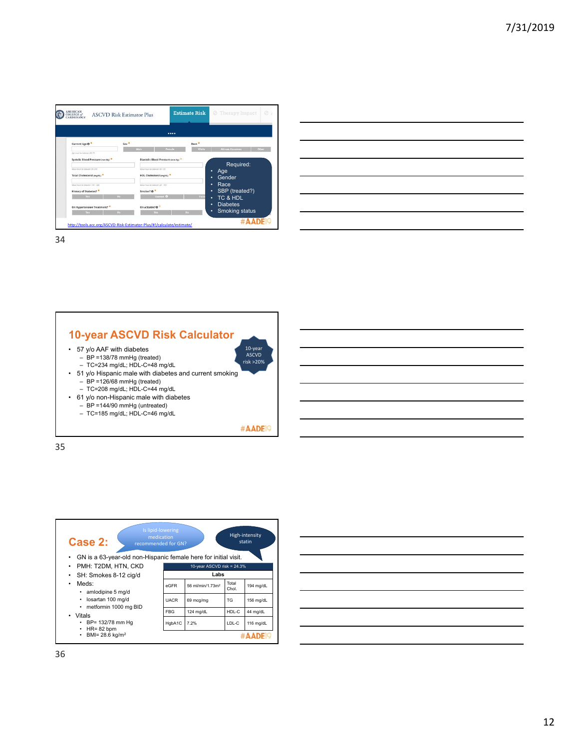ASCVD Risk Estimator Plus

Estimate Risk | Therapy Impact

Current Age * | Sex * (Male / Female) | Race * (White / African American / Other)

Systolic Blood Pressure (mm Hg) * | Diastolic Blood Pressure (mm Hg)

Total Cholesterol (mg/dL) * | HDL Cholesterol (mg/dL) *

History of Diabetes? * (Yes / No) | Smoker? * (Current / Former / Never)

On Hypertension Treatment? * (Yes / No) | On a Statin? (Yes / No)

Required:
- Age
- Gender
- Race
- SBP (treated?)
- TC & HDL
- Diabetes
- Smoking status

http://tools.acc.org/ASCVD-Risk-Estimator-Plus/#!/calculate/estimate/

## 10-year ASCVD Risk Calculator

- 57 y/o AAF with diabetes
  - BP =138/78 mmHg (treated)
  - TC=234 mg/dL; HDL-C=48 mg/dL
- 51 y/o Hispanic male with diabetes and current smoking
  - BP =126/68 mmHg (treated)
  - TC=208 mg/dL; HDL-C=44 mg/dL
- 61 y/o non-Hispanic male with diabetes
  - BP =144/90 mmHg (untreated)
  - TC=185 mg/dL; HDL-C=46 mg/dL

10-year ASCVD risk >20%

## Case 2:

Is lipid-lowering medication recommended for GN?

High-intensity statin

- GN is a 63-year-old non-Hispanic female here for initial visit.
- PMH: T2DM, HTN, CKD
- SH: Smokes 8-12 cig/d
- Meds:
  - amlodipine 5 mg/d
  - losartan 100 mg/d
  - metformin 1000 mg BID
- Vitals
  - BP= 132/78 mm Hg
  - HR= 82 bpm
  - BMI= 28.6 kg/m²

10-year ASCVD risk = 24.3%

| Labs | | | |
|---|---|---|---|
| eGFR | 56 ml/min/1.73m² | Total Chol. | 194 mg/dL |
| UACR | 69 mcg/mg | TG | 156 mg/dL |
| FBG | 124 mg/dL | HDL-C | 44 mg/dL |
| HgbA1C | 7.2% | LDL-C | 116 mg/dL |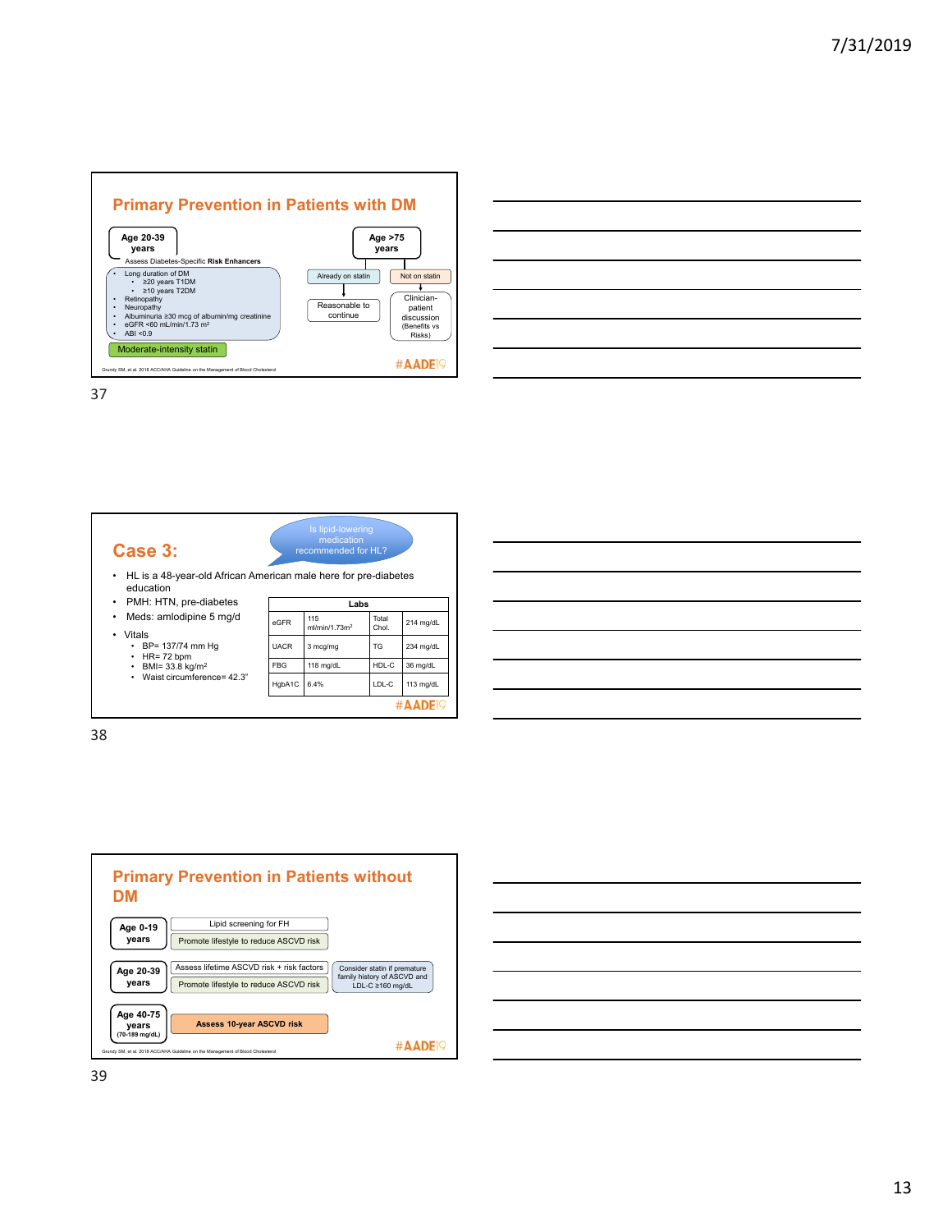## Primary Prevention in Patients with DM

**Age 20-39 years**

Assess Diabetes-Specific **Risk Enhancers**

- Long duration of DM
  - ≥20 years T1DM
  - ≥10 years T2DM
- Retinopathy
- Neuropathy
- Albuminuria ≥30 mcg of albumin/mg creatinine
- eGFR <60 mL/min/1.73 m²
- ABI <0.9

Moderate-intensity statin

**Age >75 years**

- Already on statin → Reasonable to continue
- Not on statin → Clinician-patient discussion (Benefits vs Risks)

Grundy SM, et al. 2018 ACC/AHA Guideline on the Management of Blood Cholesterol

#AADE19

## Case 3:

Is lipid-lowering medication recommended for HL?

- HL is a 48-year-old African American male here for pre-diabetes education
- PMH: HTN, pre-diabetes
- Meds: amlodipine 5 mg/d
- Vitals
  - BP= 137/74 mm Hg
  - HR= 72 bpm
  - BMI= 33.8 kg/m²
  - Waist circumference= 42.3"

| Labs | | | |
|---|---|---|---|
| eGFR | 115 ml/min/1.73m² | Total Chol. | 214 mg/dL |
| UACR | 3 mcg/mg | TG | 234 mg/dL |
| FBG | 118 mg/dL | HDL-C | 36 mg/dL |
| HgbA1C | 6.4% | LDL-C | 113 mg/dL |

#AADE19

## Primary Prevention in Patients without DM

**Age 0-19 years**
- Lipid screening for FH
- Promote lifestyle to reduce ASCVD risk

**Age 20-39 years**
- Assess lifetime ASCVD risk + risk factors
- Promote lifestyle to reduce ASCVD risk
- Consider statin if premature family history of ASCVD and LDL-C ≥160 mg/dL

**Age 40-75 years (70-189 mg/dL)**
- **Assess 10-year ASCVD risk**

Grundy SM, et al. 2018 ACC/AHA Guideline on the Management of Blood Cholesterol

#AADE19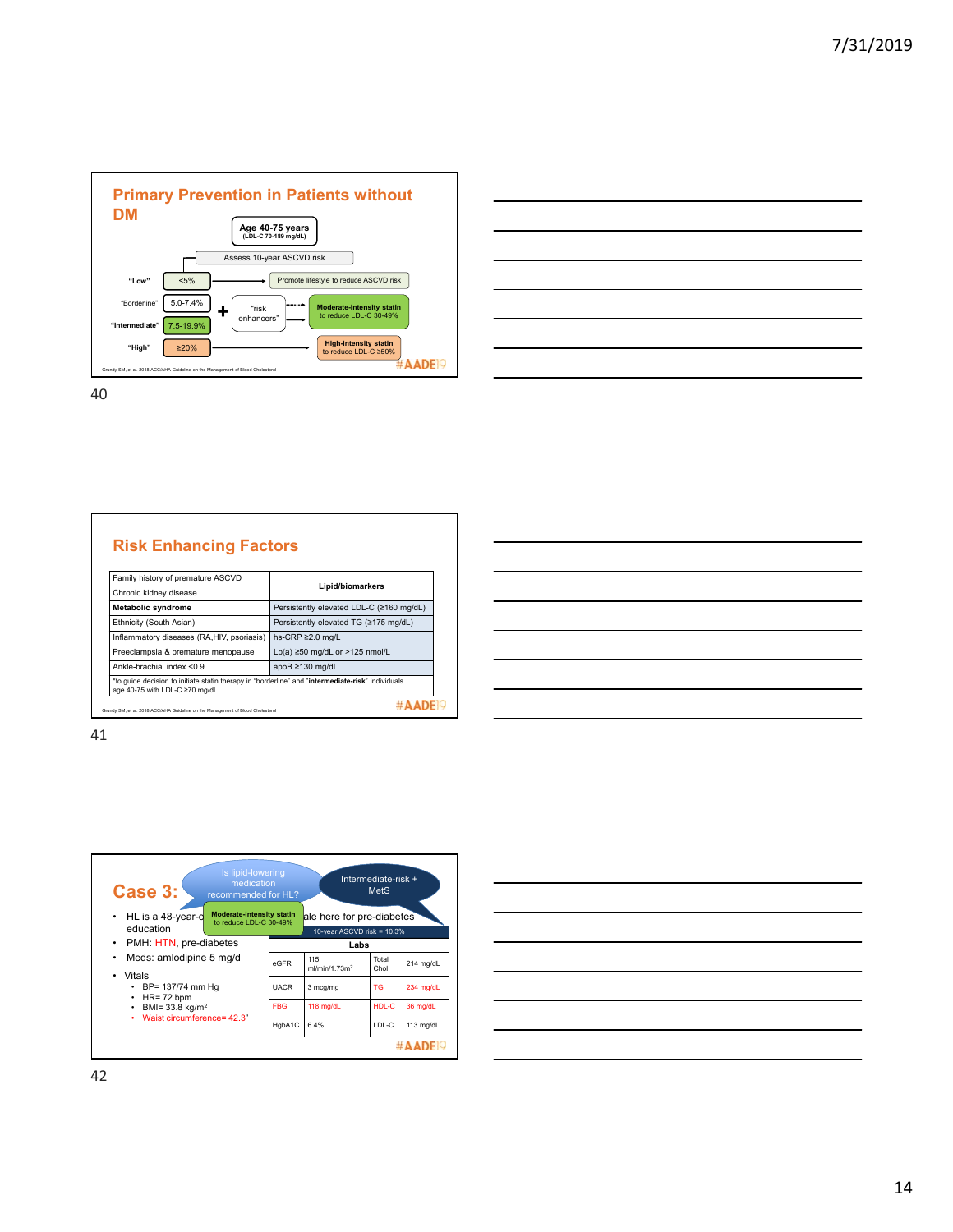## Primary Prevention in Patients without DM

**Age 40-75 years** (LDL-C 70-189 mg/dL)

Assess 10-year ASCVD risk

| Category | 10-year ASCVD risk | Action |
|---|---|---|
| "Low" | <5% | Promote lifestyle to reduce ASCVD risk |
| "Borderline" | 5.0-7.4% | + "risk enhancers" → **Moderate-intensity statin** to reduce LDL-C 30-49% |
| "Intermediate" | 7.5-19.9% | + "risk enhancers" → **Moderate-intensity statin** to reduce LDL-C 30-49% |
| "High" | ≥20% | **High-intensity statin** to reduce LDL-C ≥50% |

Grundy SM, et al. 2018 ACC/AHA Guideline on the Management of Blood Cholesterol

#AADE19

## Risk Enhancing Factors

| | Lipid/biomarkers |
|---|---|
| Family history of premature ASCVD | |
| Chronic kidney disease | |
| **Metabolic syndrome** | Persistently elevated LDL-C (≥160 mg/dL) |
| Ethnicity (South Asian) | Persistently elevated TG (≥175 mg/dL) |
| Inflammatory diseases (RA,HIV, psoriasis) | hs-CRP ≥2.0 mg/L |
| Preeclampsia & premature menopause | Lp(a) ≥50 mg/dL or >125 nmol/L |
| Ankle-brachial index <0.9 | apoB ≥130 mg/dL |

"to guide decision to initiate statin therapy in "borderline" and "**intermediate-risk**" individuals age 40-75 with LDL-C ≥70 mg/dL

Grundy SM, et al. 2018 ACC/AHA Guideline on the Management of Blood Cholesterol

#AADE19

## Case 3:

Is lipid-lowering medication recommended for HL?

Intermediate-risk + MetS

**Moderate-intensity statin** to reduce LDL-C 30-49%

- HL is a 48-year-o... ale here for pre-diabetes education
- PMH: HTN, pre-diabetes
- Meds: amlodipine 5 mg/d
- Vitals
  - BP= 137/74 mm Hg
  - HR= 72 bpm
  - BMI= 33.8 kg/m²
  - Waist circumference= 42.3"

10-year ASCVD risk = 10.3%

| Labs | | | |
|---|---|---|---|
| eGFR | 115 ml/min/1.73m² | Total Chol. | 214 mg/dL |
| UACR | 3 mcg/mg | TG | 234 mg/dL |
| FBG | 118 mg/dL | HDL-C | 36 mg/dL |
| HgbA1C | 6.4% | LDL-C | 113 mg/dL |

#AADE19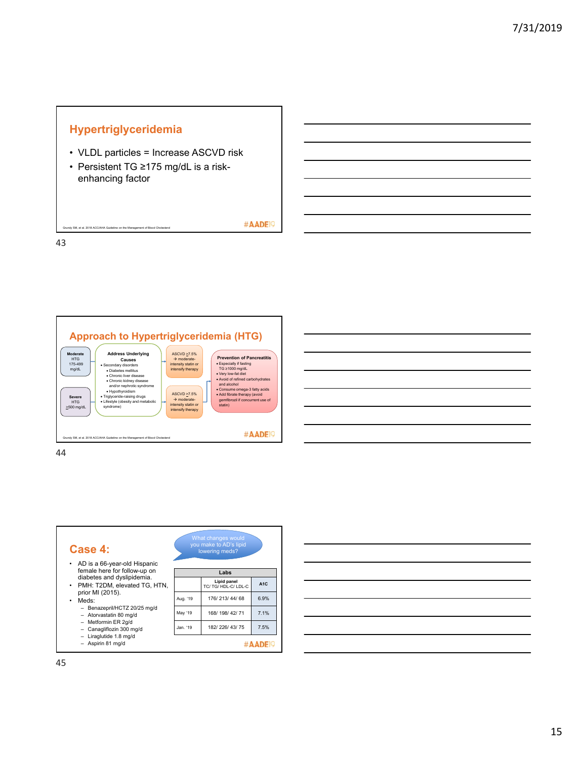## Hypertriglyceridemia

- VLDL particles = Increase ASCVD risk
- Persistent TG ≥175 mg/dL is a risk-enhancing factor

Grundy SM, et al. 2018 ACC/AHA Guideline on the Management of Blood Cholesterol

#AADE19

## Approach to Hypertriglyceridemia (HTG)

**Moderate** HTG 175-499 mg/dL

**Severe** HTG ≥500 mg/dL

**Address Underlying Causes**
- Secondary disorders
  - Diabetes mellitus
  - Chronic liver disease
  - Chronic kidney disease and/or nephrotic syndrome
  - Hypothyroidism
- Triglyceride-raising drugs
- Lifestyle (obesity and metabolic syndrome)

ASCVD ≥7.5% → moderate-intensity statin or intensify therapy

ASCVD ≥7.5% → moderate-intensity statin or intensify therapy

**Prevention of Pancreatitis**
- Especially if fasting TG ≥1000 mg/dL
- Very low-fat diet
- Avoid of refined carbohydrates and alcohol
- Consume omega-3 fatty acids
- Add fibrate therapy (avoid gemfibrozil if concurrent use of statin)

Grundy SM, et al. 2018 ACC/AHA Guideline on the Management of Blood Cholesterol

#AADE19

## Case 4:

What changes would you make to AD's lipid lowering meds?

- AD is a 66-year-old Hispanic female here for follow-up on diabetes and dyslipidemia.
- PMH: T2DM, elevated TG, HTN, prior MI (2015).
- Meds:
  - Benazepril/HCTZ 20/25 mg/d
  - Atorvastatin 80 mg/d
  - Metformin ER 2g/d
  - Canagliflozin 300 mg/d
  - Liraglutide 1.8 mg/d
  - Aspirin 81 mg/d

| Labs | | |
|---|---|---|
| | Lipid panel TC/ TG/ HDL-C/ LDL-C | A1C |
| Aug. '19 | 176/ 213/ 44/ 68 | 6.9% |
| May '19 | 168/ 198/ 42/ 71 | 7.1% |
| Jan. '19 | 182/ 226/ 43/ 75 | 7.5% |

#AADE19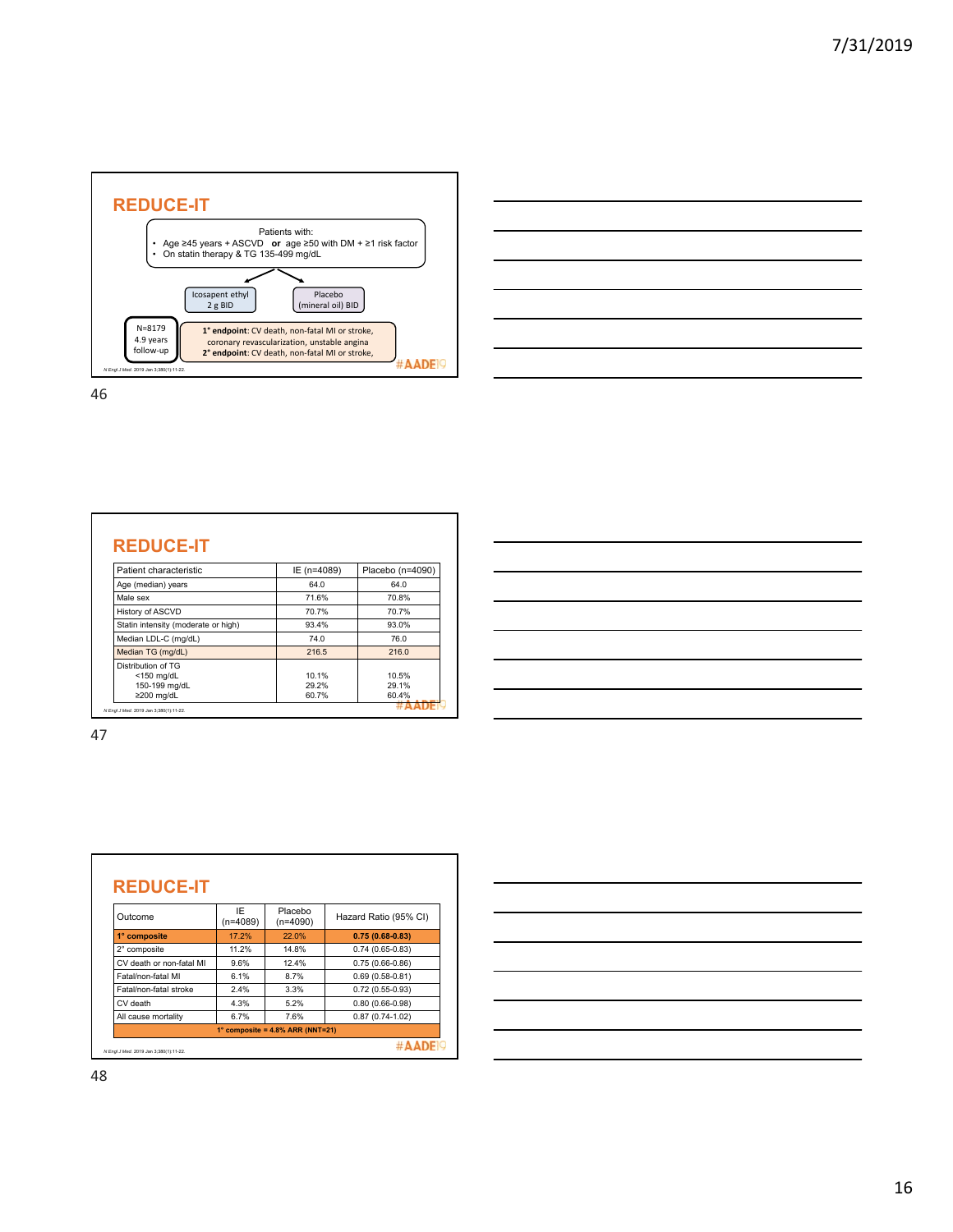## REDUCE-IT

Patients with:
- Age ≥45 years + ASCVD **or** age ≥50 with DM + ≥1 risk factor
- On statin therapy & TG 135-499 mg/dL

Icosapent ethyl 2 g BID | Placebo (mineral oil) BID

N=8179
4.9 years follow-up

**1° endpoint**: CV death, non-fatal MI or stroke, coronary revascularization, unstable angina
**2° endpoint**: CV death, non-fatal MI or stroke,

*N Engl J Med.* 2019 Jan 3;380(1):11-22.

#AADE19

## REDUCE-IT

| Patient characteristic | IE (n=4089) | Placebo (n=4090) |
|---|---|---|
| Age (median) years | 64.0 | 64.0 |
| Male sex | 71.6% | 70.8% |
| History of ASCVD | 70.7% | 70.7% |
| Statin intensity (moderate or high) | 93.4% | 93.0% |
| Median LDL-C (mg/dL) | 74.0 | 76.0 |
| Median TG (mg/dL) | 216.5 | 216.0 |
| Distribution of TG<br>&lt;150 mg/dL<br>150-199 mg/dL<br>≥200 mg/dL | <br>10.1%<br>29.2%<br>60.7% | <br>10.5%<br>29.1%<br>60.4% |

*N Engl J Med.* 2019 Jan 3;380(1):11-22.

#AADE19

## REDUCE-IT

| Outcome | IE (n=4089) | Placebo (n=4090) | Hazard Ratio (95% CI) |
|---|---|---|---|
| **1° composite** | 17.2% | 22.0% | **0.75 (0.68-0.83)** |
| 2° composite | 11.2% | 14.8% | 0.74 (0.65-0.83) |
| CV death or non-fatal MI | 9.6% | 12.4% | 0.75 (0.66-0.86) |
| Fatal/non-fatal MI | 6.1% | 8.7% | 0.69 (0.58-0.81) |
| Fatal/non-fatal stroke | 2.4% | 3.3% | 0.72 (0.55-0.93) |
| CV death | 4.3% | 5.2% | 0.80 (0.66-0.98) |
| All cause mortality | 6.7% | 7.6% | 0.87 (0.74-1.02) |
| **1° composite = 4.8% ARR (NNT=21)** | | | |

*N Engl J Med.* 2019 Jan 3;380(1):11-22.

#AADE19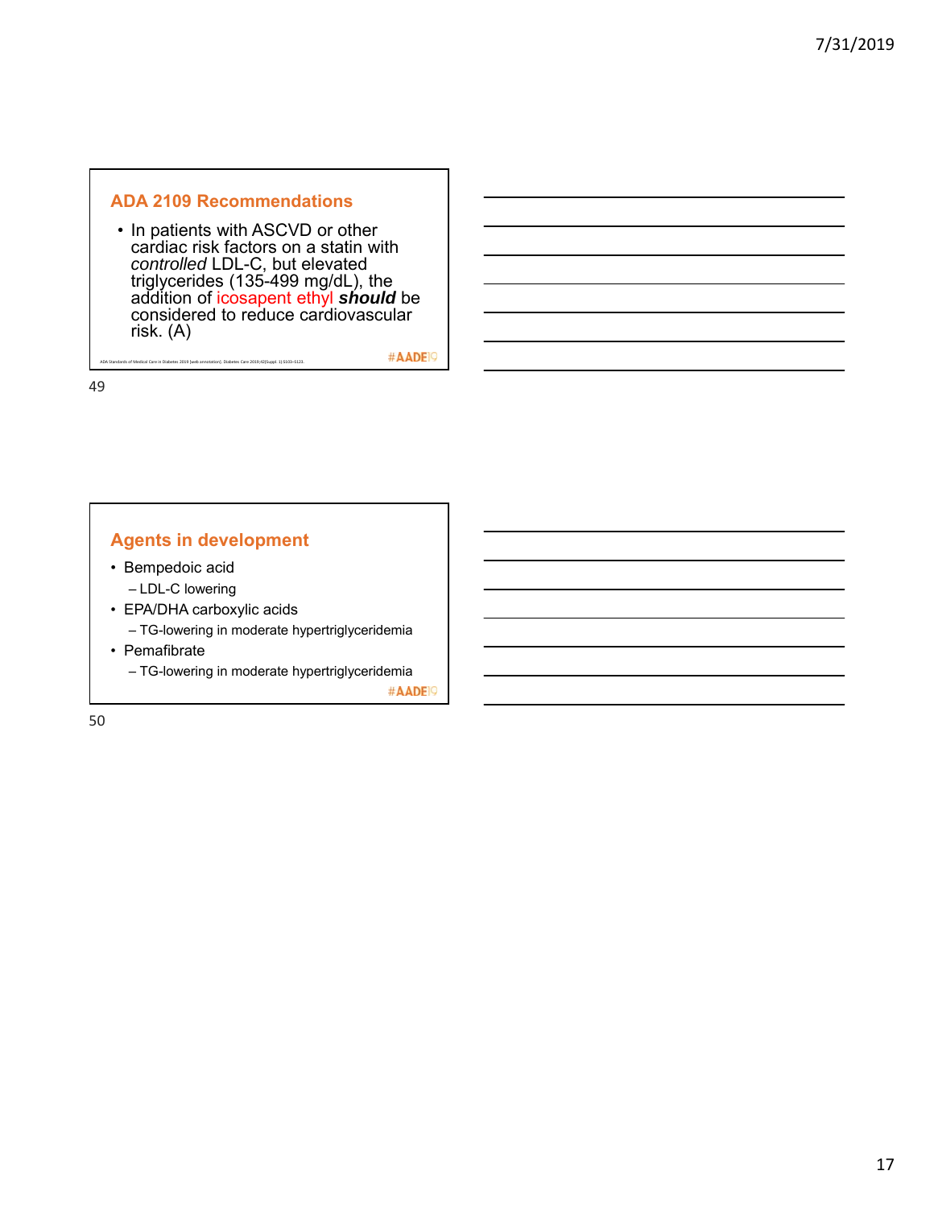## ADA 2109 Recommendations

- In patients with ASCVD or other cardiac risk factors on a statin with *controlled* LDL-C, but elevated triglycerides (135-499 mg/dL), the addition of icosapent ethyl ***should*** be considered to reduce cardiovascular risk. (A)

ADA Standards of Medical Care in Diabetes 2019 [web annotation]. Diabetes Care 2019;42(Suppl. 1):S103–S123.

#AADE19

## Agents in development

- Bempedoic acid
  - LDL-C lowering
- EPA/DHA carboxylic acids
  - TG-lowering in moderate hypertriglyceridemia
- Pemafibrate
  - TG-lowering in moderate hypertriglyceridemia

#AADE19